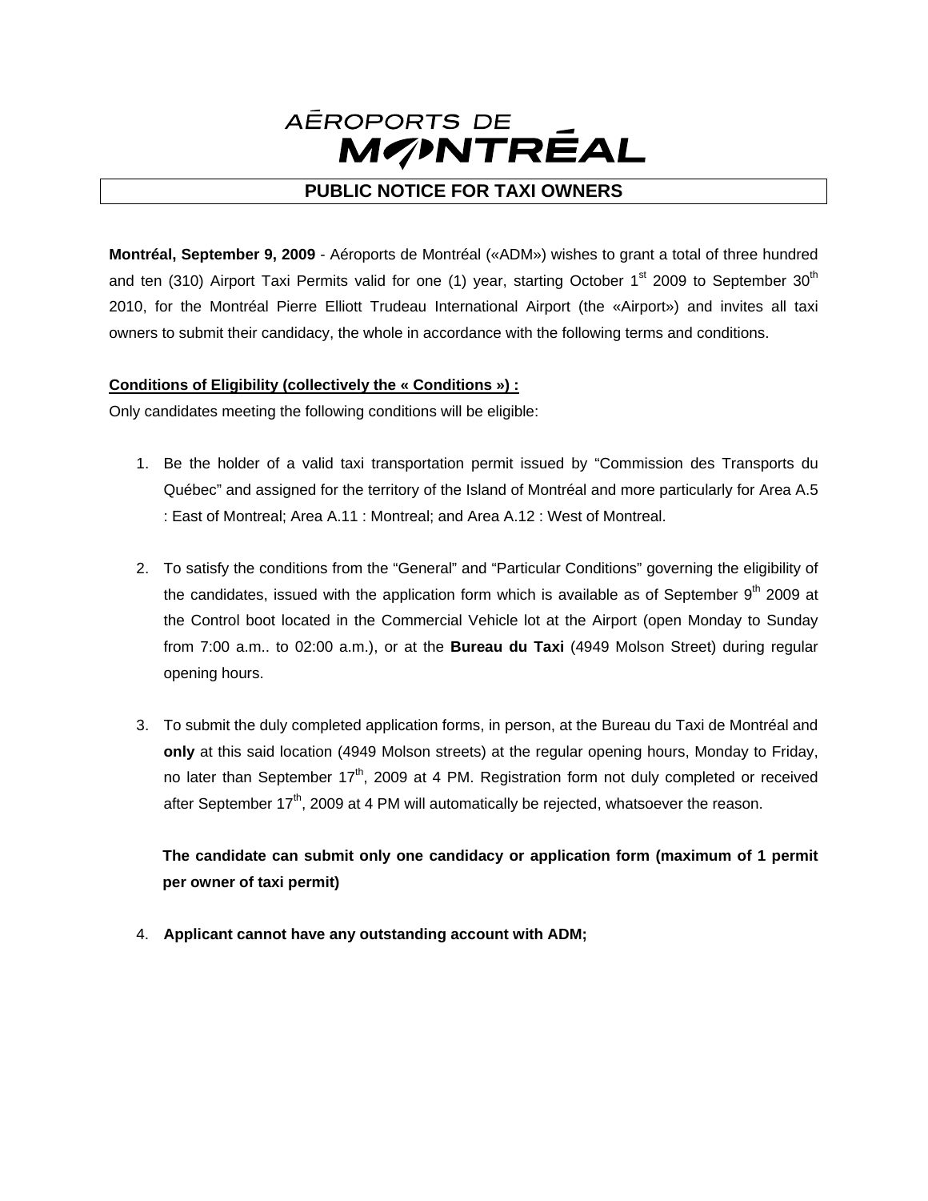AÉROPORTS DE MONTRÉAL

# PUBLIC NOTICE FOR TAXI OWNERS

**Montréal, September 9, 2009** - Aéroports de Montréal («ADM») wishes to grant a total of three hundred and ten (310) Airport Taxi Permits valid for one (1) year, starting October 1st 2009 to September 30th 2010, for the Montréal Pierre Elliott Trudeau International Airport (the «Airport») and invites all taxi owners to submit their candidacy, the whole in accordance with the following terms and conditions.

**Conditions of Eligibility (collectively the « Conditions ») :**

Only candidates meeting the following conditions will be eligible:

1. Be the holder of a valid taxi transportation permit issued by "Commission des Transports du Québec" and assigned for the territory of the Island of Montréal and more particularly for Area A.5 : East of Montreal; Area A.11 : Montreal; and Area A.12 : West of Montreal.

2. To satisfy the conditions from the "General" and "Particular Conditions" governing the eligibility of the candidates, issued with the application form which is available as of September 9th 2009 at the Control boot located in the Commercial Vehicle lot at the Airport (open Monday to Sunday from 7:00 a.m.. to 02:00 a.m.), or at the **Bureau du Taxi** (4949 Molson Street) during regular opening hours.

3. To submit the duly completed application forms, in person, at the Bureau du Taxi de Montréal and **only** at this said location (4949 Molson streets) at the regular opening hours, Monday to Friday, no later than September 17th, 2009 at 4 PM. Registration form not duly completed or received after September 17th, 2009 at 4 PM will automatically be rejected, whatsoever the reason.

   **The candidate can submit only one candidacy or application form (maximum of 1 permit per owner of taxi permit)**

4. **Applicant cannot have any outstanding account with ADM;**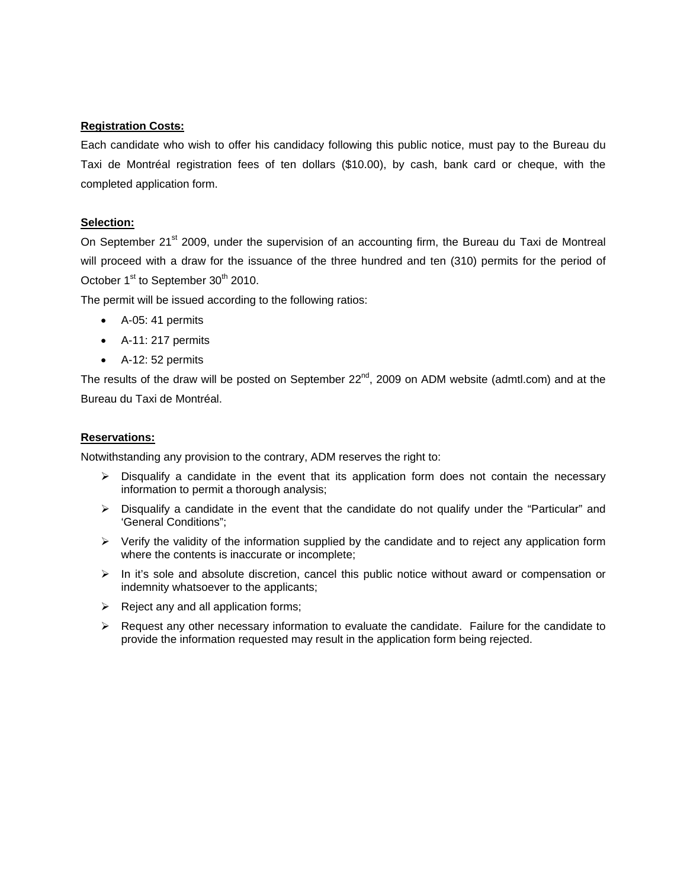**Registration Costs:**

Each candidate who wish to offer his candidacy following this public notice, must pay to the Bureau du Taxi de Montréal registration fees of ten dollars ($10.00), by cash, bank card or cheque, with the completed application form.

**Selection:**

On September 21st 2009, under the supervision of an accounting firm, the Bureau du Taxi de Montreal will proceed with a draw for the issuance of the three hundred and ten (310) permits for the period of October 1st to September 30th 2010.

The permit will be issued according to the following ratios:

- A-05: 41 permits
- A-11: 217 permits
- A-12: 52 permits

The results of the draw will be posted on September 22nd, 2009 on ADM website (admtl.com) and at the Bureau du Taxi de Montréal.

**Reservations:**

Notwithstanding any provision to the contrary, ADM reserves the right to:

- Disqualify a candidate in the event that its application form does not contain the necessary information to permit a thorough analysis;
- Disqualify a candidate in the event that the candidate do not qualify under the "Particular" and 'General Conditions";
- Verify the validity of the information supplied by the candidate and to reject any application form where the contents is inaccurate or incomplete;
- In it's sole and absolute discretion, cancel this public notice without award or compensation or indemnity whatsoever to the applicants;
- Reject any and all application forms;
- Request any other necessary information to evaluate the candidate. Failure for the candidate to provide the information requested may result in the application form being rejected.